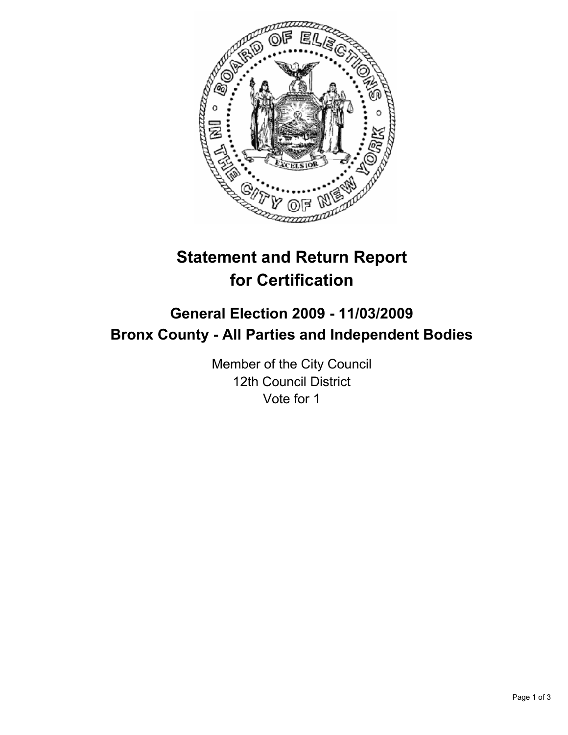# Statement and Return Report for Certification

## General Election 2009 - 11/03/2009
## Bronx County - All Parties and Independent Bodies

Member of the City Council
12th Council District
Vote for 1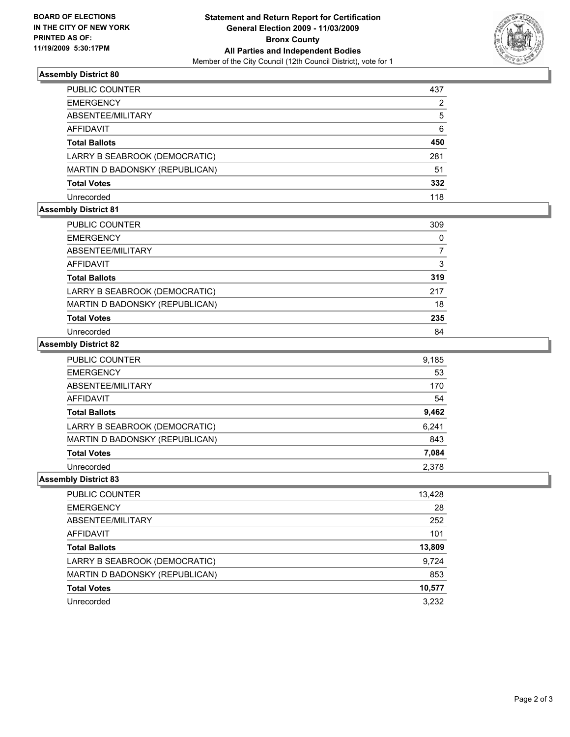**BOARD OF ELECTIONS IN THE CITY OF NEW YORK PRINTED AS OF: 11/19/2009 5:30:17PM**

# Statement and Return Report for Certification General Election 2009 - 11/03/2009 Bronx County All Parties and Independent Bodies

Member of the City Council (12th Council District), vote for 1

## Assembly District 80

| | |
|---|---|
| PUBLIC COUNTER | 437 |
| EMERGENCY | 2 |
| ABSENTEE/MILITARY | 5 |
| AFFIDAVIT | 6 |
| **Total Ballots** | **450** |
| LARRY B SEABROOK (DEMOCRATIC) | 281 |
| MARTIN D BADONSKY (REPUBLICAN) | 51 |
| **Total Votes** | **332** |
| Unrecorded | 118 |

## Assembly District 81

| | |
|---|---|
| PUBLIC COUNTER | 309 |
| EMERGENCY | 0 |
| ABSENTEE/MILITARY | 7 |
| AFFIDAVIT | 3 |
| **Total Ballots** | **319** |
| LARRY B SEABROOK (DEMOCRATIC) | 217 |
| MARTIN D BADONSKY (REPUBLICAN) | 18 |
| **Total Votes** | **235** |
| Unrecorded | 84 |

## Assembly District 82

| | |
|---|---|
| PUBLIC COUNTER | 9,185 |
| EMERGENCY | 53 |
| ABSENTEE/MILITARY | 170 |
| AFFIDAVIT | 54 |
| **Total Ballots** | **9,462** |
| LARRY B SEABROOK (DEMOCRATIC) | 6,241 |
| MARTIN D BADONSKY (REPUBLICAN) | 843 |
| **Total Votes** | **7,084** |
| Unrecorded | 2,378 |

## Assembly District 83

| | |
|---|---|
| PUBLIC COUNTER | 13,428 |
| EMERGENCY | 28 |
| ABSENTEE/MILITARY | 252 |
| AFFIDAVIT | 101 |
| **Total Ballots** | **13,809** |
| LARRY B SEABROOK (DEMOCRATIC) | 9,724 |
| MARTIN D BADONSKY (REPUBLICAN) | 853 |
| **Total Votes** | **10,577** |
| Unrecorded | 3,232 |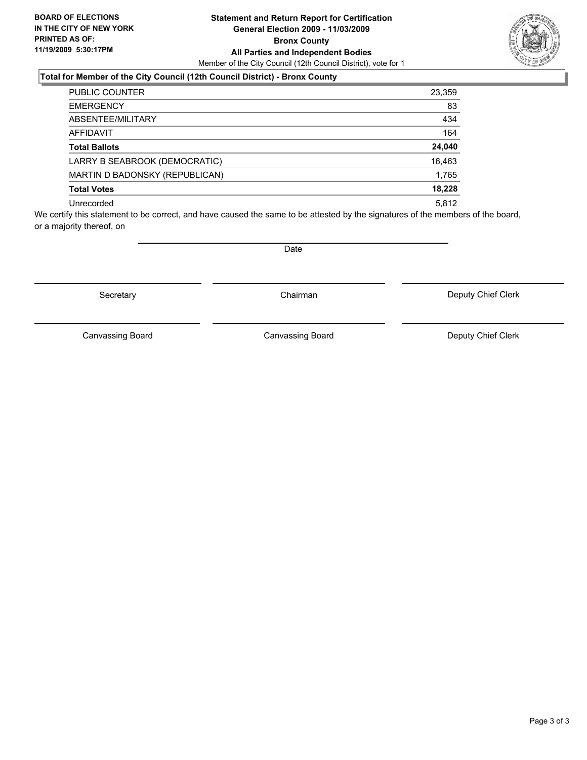**BOARD OF ELECTIONS IN THE CITY OF NEW YORK PRINTED AS OF: 11/19/2009 5:30:17PM**

**Statement and Return Report for Certification**
**General Election 2009 - 11/03/2009**
**Bronx County**
**All Parties and Independent Bodies**
Member of the City Council (12th Council District), vote for 1

### Total for Member of the City Council (12th Council District) - Bronx County

| | |
|---|---|
| PUBLIC COUNTER | 23,359 |
| EMERGENCY | 83 |
| ABSENTEE/MILITARY | 434 |
| AFFIDAVIT | 164 |
| **Total Ballots** | **24,040** |
| LARRY B SEABROOK (DEMOCRATIC) | 16,463 |
| MARTIN D BADONSKY (REPUBLICAN) | 1,765 |
| **Total Votes** | **18,228** |
| Unrecorded | 5,812 |

We certify this statement to be correct, and have caused the same to be attested by the signatures of the members of the board, or a majority thereof, on

Date

Secretary | Chairman | Deputy Chief Clerk

Canvassing Board | Canvassing Board | Deputy Chief Clerk